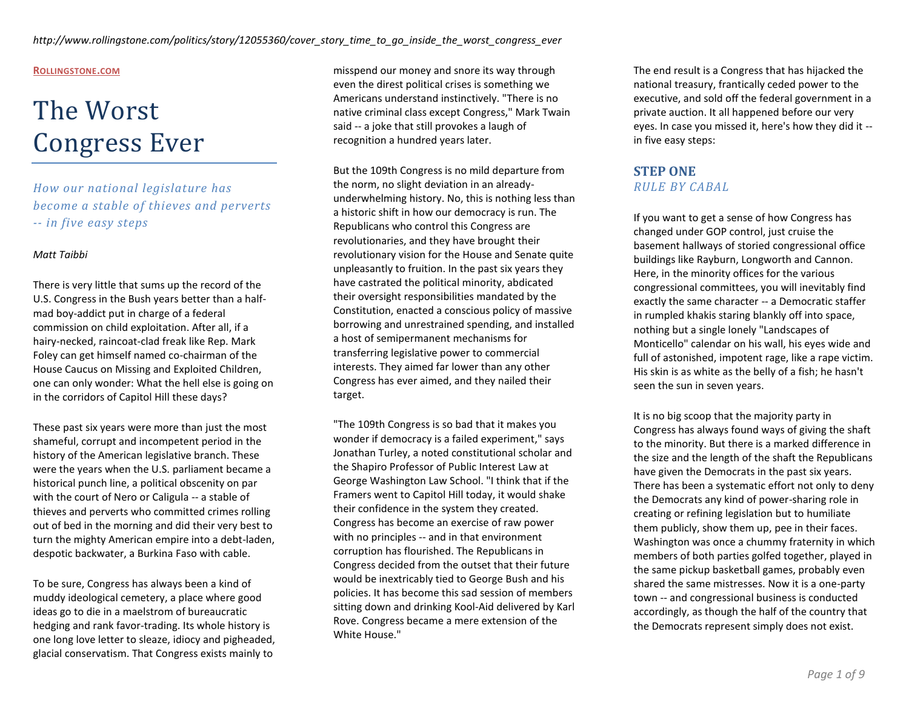http://www.rollingstone.com/politics/story/12055360/cover_story_time_to_go_inside_the_worst_congress_ever

ROLLINGSTONE.COM

# The Worst Congress Ever

*How our national legislature has become a stable of thieves and perverts -- in five easy steps*

*Matt Taibbi*

There is very little that sums up the record of the U.S. Congress in the Bush years better than a half-mad boy-addict put in charge of a federal commission on child exploitation. After all, if a hairy-necked, raincoat-clad freak like Rep. Mark Foley can get himself named co-chairman of the House Caucus on Missing and Exploited Children, one can only wonder: What the hell else is going on in the corridors of Capitol Hill these days?

These past six years were more than just the most shameful, corrupt and incompetent period in the history of the American legislative branch. These were the years when the U.S. parliament became a historical punch line, a political obscenity on par with the court of Nero or Caligula -- a stable of thieves and perverts who committed crimes rolling out of bed in the morning and did their very best to turn the mighty American empire into a debt-laden, despotic backwater, a Burkina Faso with cable.

To be sure, Congress has always been a kind of muddy ideological cemetery, a place where good ideas go to die in a maelstrom of bureaucratic hedging and rank favor-trading. Its whole history is one long love letter to sleaze, idiocy and pigheaded, glacial conservatism. That Congress exists mainly to misspend our money and snore its way through even the direst political crises is something we Americans understand instinctively. "There is no native criminal class except Congress," Mark Twain said -- a joke that still provokes a laugh of recognition a hundred years later.

But the 109th Congress is no mild departure from the norm, no slight deviation in an already-underwhelming history. No, this is nothing less than a historic shift in how our democracy is run. The Republicans who control this Congress are revolutionaries, and they have brought their revolutionary vision for the House and Senate quite unpleasantly to fruition. In the past six years they have castrated the political minority, abdicated their oversight responsibilities mandated by the Constitution, enacted a conscious policy of massive borrowing and unrestrained spending, and installed a host of semipermanent mechanisms for transferring legislative power to commercial interests. They aimed far lower than any other Congress has ever aimed, and they nailed their target.

"The 109th Congress is so bad that it makes you wonder if democracy is a failed experiment," says Jonathan Turley, a noted constitutional scholar and the Shapiro Professor of Public Interest Law at George Washington Law School. "I think that if the Framers went to Capitol Hill today, it would shake their confidence in the system they created. Congress has become an exercise of raw power with no principles -- and in that environment corruption has flourished. The Republicans in Congress decided from the outset that their future would be inextricably tied to George Bush and his policies. It has become this sad session of members sitting down and drinking Kool-Aid delivered by Karl Rove. Congress became a mere extension of the White House."

The end result is a Congress that has hijacked the national treasury, frantically ceded power to the executive, and sold off the federal government in a private auction. It all happened before our very eyes. In case you missed it, here's how they did it -- in five easy steps:

## STEP ONE

*RULE BY CABAL*

If you want to get a sense of how Congress has changed under GOP control, just cruise the basement hallways of storied congressional office buildings like Rayburn, Longworth and Cannon. Here, in the minority offices for the various congressional committees, you will inevitably find exactly the same character -- a Democratic staffer in rumpled khakis staring blankly off into space, nothing but a single lonely "Landscapes of Monticello" calendar on his wall, his eyes wide and full of astonished, impotent rage, like a rape victim. His skin is as white as the belly of a fish; he hasn't seen the sun in seven years.

It is no big scoop that the majority party in Congress has always found ways of giving the shaft to the minority. But there is a marked difference in the size and the length of the shaft the Republicans have given the Democrats in the past six years. There has been a systematic effort not only to deny the Democrats any kind of power-sharing role in creating or refining legislation but to humiliate them publicly, show them up, pee in their faces. Washington was once a chummy fraternity in which members of both parties golfed together, played in the same pickup basketball games, probably even shared the same mistresses. Now it is a one-party town -- and congressional business is conducted accordingly, as though the half of the country that the Democrats represent simply does not exist.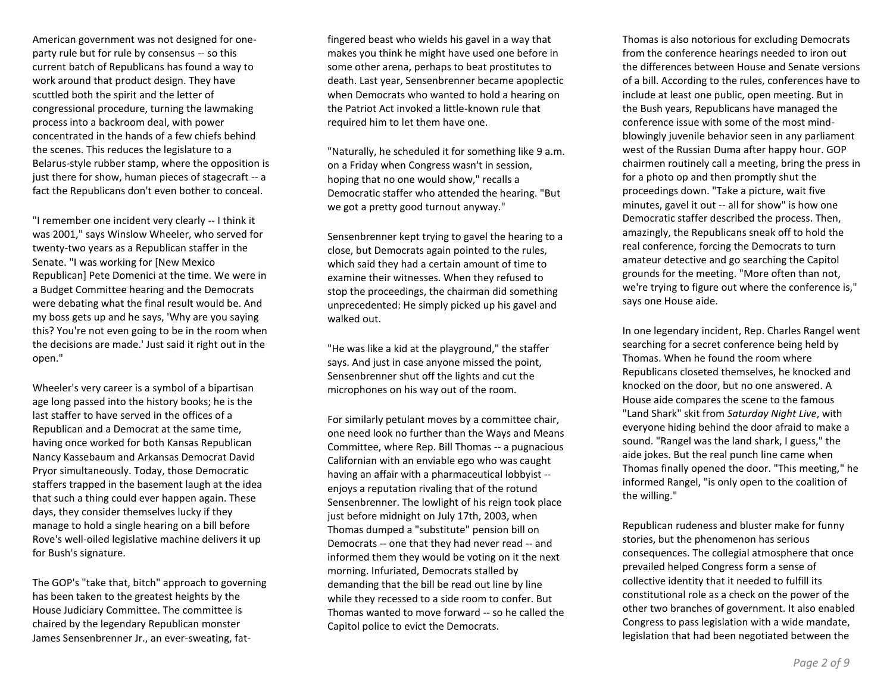American government was not designed for one-party rule but for rule by consensus -- so this current batch of Republicans has found a way to work around that product design. They have scuttled both the spirit and the letter of congressional procedure, turning the lawmaking process into a backroom deal, with power concentrated in the hands of a few chiefs behind the scenes. This reduces the legislature to a Belarus-style rubber stamp, where the opposition is just there for show, human pieces of stagecraft -- a fact the Republicans don't even bother to conceal.

"I remember one incident very clearly -- I think it was 2001," says Winslow Wheeler, who served for twenty-two years as a Republican staffer in the Senate. "I was working for [New Mexico Republican] Pete Domenici at the time. We were in a Budget Committee hearing and the Democrats were debating what the final result would be. And my boss gets up and he says, 'Why are you saying this? You're not even going to be in the room when the decisions are made.' Just said it right out in the open."

Wheeler's very career is a symbol of a bipartisan age long passed into the history books; he is the last staffer to have served in the offices of a Republican and a Democrat at the same time, having once worked for both Kansas Republican Nancy Kassebaum and Arkansas Democrat David Pryor simultaneously. Today, those Democratic staffers trapped in the basement laugh at the idea that such a thing could ever happen again. These days, they consider themselves lucky if they manage to hold a single hearing on a bill before Rove's well-oiled legislative machine delivers it up for Bush's signature.

The GOP's "take that, bitch" approach to governing has been taken to the greatest heights by the House Judiciary Committee. The committee is chaired by the legendary Republican monster James Sensenbrenner Jr., an ever-sweating, fat-fingered beast who wields his gavel in a way that makes you think he might have used one before in some other arena, perhaps to beat prostitutes to death. Last year, Sensenbrenner became apoplectic when Democrats who wanted to hold a hearing on the Patriot Act invoked a little-known rule that required him to let them have one.

"Naturally, he scheduled it for something like 9 a.m. on a Friday when Congress wasn't in session, hoping that no one would show," recalls a Democratic staffer who attended the hearing. "But we got a pretty good turnout anyway."

Sensenbrenner kept trying to gavel the hearing to a close, but Democrats again pointed to the rules, which said they had a certain amount of time to examine their witnesses. When they refused to stop the proceedings, the chairman did something unprecedented: He simply picked up his gavel and walked out.

"He was like a kid at the playground," the staffer says. And just in case anyone missed the point, Sensenbrenner shut off the lights and cut the microphones on his way out of the room.

For similarly petulant moves by a committee chair, one need look no further than the Ways and Means Committee, where Rep. Bill Thomas -- a pugnacious Californian with an enviable ego who was caught having an affair with a pharmaceutical lobbyist -- enjoys a reputation rivaling that of the rotund Sensenbrenner. The lowlight of his reign took place just before midnight on July 17th, 2003, when Thomas dumped a "substitute" pension bill on Democrats -- one that they had never read -- and informed them they would be voting on it the next morning. Infuriated, Democrats stalled by demanding that the bill be read out line by line while they recessed to a side room to confer. But Thomas wanted to move forward -- so he called the Capitol police to evict the Democrats.

Thomas is also notorious for excluding Democrats from the conference hearings needed to iron out the differences between House and Senate versions of a bill. According to the rules, conferences have to include at least one public, open meeting. But in the Bush years, Republicans have managed the conference issue with some of the most mind-blowingly juvenile behavior seen in any parliament west of the Russian Duma after happy hour. GOP chairmen routinely call a meeting, bring the press in for a photo op and then promptly shut the proceedings down. "Take a picture, wait five minutes, gavel it out -- all for show" is how one Democratic staffer described the process. Then, amazingly, the Republicans sneak off to hold the real conference, forcing the Democrats to turn amateur detective and go searching the Capitol grounds for the meeting. "More often than not, we're trying to figure out where the conference is," says one House aide.

In one legendary incident, Rep. Charles Rangel went searching for a secret conference being held by Thomas. When he found the room where Republicans closeted themselves, he knocked and knocked on the door, but no one answered. A House aide compares the scene to the famous "Land Shark" skit from *Saturday Night Live*, with everyone hiding behind the door afraid to make a sound. "Rangel was the land shark, I guess," the aide jokes. But the real punch line came when Thomas finally opened the door. "This meeting," he informed Rangel, "is only open to the coalition of the willing."

Republican rudeness and bluster make for funny stories, but the phenomenon has serious consequences. The collegial atmosphere that once prevailed helped Congress form a sense of collective identity that it needed to fulfill its constitutional role as a check on the power of the other two branches of government. It also enabled Congress to pass legislation with a wide mandate, legislation that had been negotiated between the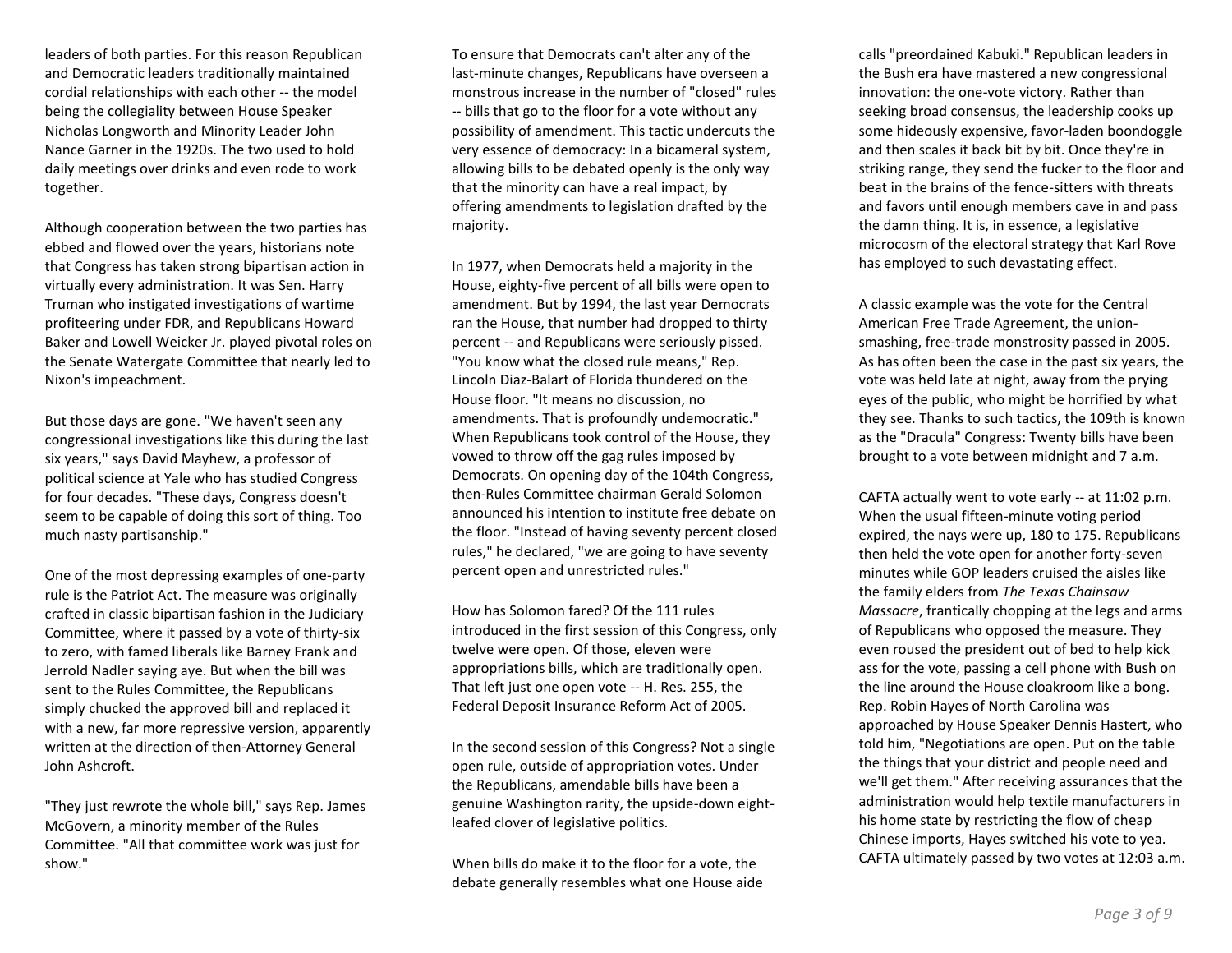leaders of both parties. For this reason Republican and Democratic leaders traditionally maintained cordial relationships with each other -- the model being the collegiality between House Speaker Nicholas Longworth and Minority Leader John Nance Garner in the 1920s. The two used to hold daily meetings over drinks and even rode to work together.

Although cooperation between the two parties has ebbed and flowed over the years, historians note that Congress has taken strong bipartisan action in virtually every administration. It was Sen. Harry Truman who instigated investigations of wartime profiteering under FDR, and Republicans Howard Baker and Lowell Weicker Jr. played pivotal roles on the Senate Watergate Committee that nearly led to Nixon's impeachment.

But those days are gone. "We haven't seen any congressional investigations like this during the last six years," says David Mayhew, a professor of political science at Yale who has studied Congress for four decades. "These days, Congress doesn't seem to be capable of doing this sort of thing. Too much nasty partisanship."

One of the most depressing examples of one-party rule is the Patriot Act. The measure was originally crafted in classic bipartisan fashion in the Judiciary Committee, where it passed by a vote of thirty-six to zero, with famed liberals like Barney Frank and Jerrold Nadler saying aye. But when the bill was sent to the Rules Committee, the Republicans simply chucked the approved bill and replaced it with a new, far more repressive version, apparently written at the direction of then-Attorney General John Ashcroft.

"They just rewrote the whole bill," says Rep. James McGovern, a minority member of the Rules Committee. "All that committee work was just for show."

To ensure that Democrats can't alter any of the last-minute changes, Republicans have overseen a monstrous increase in the number of "closed" rules -- bills that go to the floor for a vote without any possibility of amendment. This tactic undercuts the very essence of democracy: In a bicameral system, allowing bills to be debated openly is the only way that the minority can have a real impact, by offering amendments to legislation drafted by the majority.

In 1977, when Democrats held a majority in the House, eighty-five percent of all bills were open to amendment. But by 1994, the last year Democrats ran the House, that number had dropped to thirty percent -- and Republicans were seriously pissed. "You know what the closed rule means," Rep. Lincoln Diaz-Balart of Florida thundered on the House floor. "It means no discussion, no amendments. That is profoundly undemocratic." When Republicans took control of the House, they vowed to throw off the gag rules imposed by Democrats. On opening day of the 104th Congress, then-Rules Committee chairman Gerald Solomon announced his intention to institute free debate on the floor. "Instead of having seventy percent closed rules," he declared, "we are going to have seventy percent open and unrestricted rules."

How has Solomon fared? Of the 111 rules introduced in the first session of this Congress, only twelve were open. Of those, eleven were appropriations bills, which are traditionally open. That left just one open vote -- H. Res. 255, the Federal Deposit Insurance Reform Act of 2005.

In the second session of this Congress? Not a single open rule, outside of appropriation votes. Under the Republicans, amendable bills have been a genuine Washington rarity, the upside-down eight-leafed clover of legislative politics.

When bills do make it to the floor for a vote, the debate generally resembles what one House aide calls "preordained Kabuki." Republican leaders in the Bush era have mastered a new congressional innovation: the one-vote victory. Rather than seeking broad consensus, the leadership cooks up some hideously expensive, favor-laden boondoggle and then scales it back bit by bit. Once they're in striking range, they send the fucker to the floor and beat in the brains of the fence-sitters with threats and favors until enough members cave in and pass the damn thing. It is, in essence, a legislative microcosm of the electoral strategy that Karl Rove has employed to such devastating effect.

A classic example was the vote for the Central American Free Trade Agreement, the union-smashing, free-trade monstrosity passed in 2005. As has often been the case in the past six years, the vote was held late at night, away from the prying eyes of the public, who might be horrified by what they see. Thanks to such tactics, the 109th is known as the "Dracula" Congress: Twenty bills have been brought to a vote between midnight and 7 a.m.

CAFTA actually went to vote early -- at 11:02 p.m. When the usual fifteen-minute voting period expired, the nays were up, 180 to 175. Republicans then held the vote open for another forty-seven minutes while GOP leaders cruised the aisles like the family elders from *The Texas Chainsaw Massacre*, frantically chopping at the legs and arms of Republicans who opposed the measure. They even roused the president out of bed to help kick ass for the vote, passing a cell phone with Bush on the line around the House cloakroom like a bong. Rep. Robin Hayes of North Carolina was approached by House Speaker Dennis Hastert, who told him, "Negotiations are open. Put on the table the things that your district and people need and we'll get them." After receiving assurances that the administration would help textile manufacturers in his home state by restricting the flow of cheap Chinese imports, Hayes switched his vote to yea. CAFTA ultimately passed by two votes at 12:03 a.m.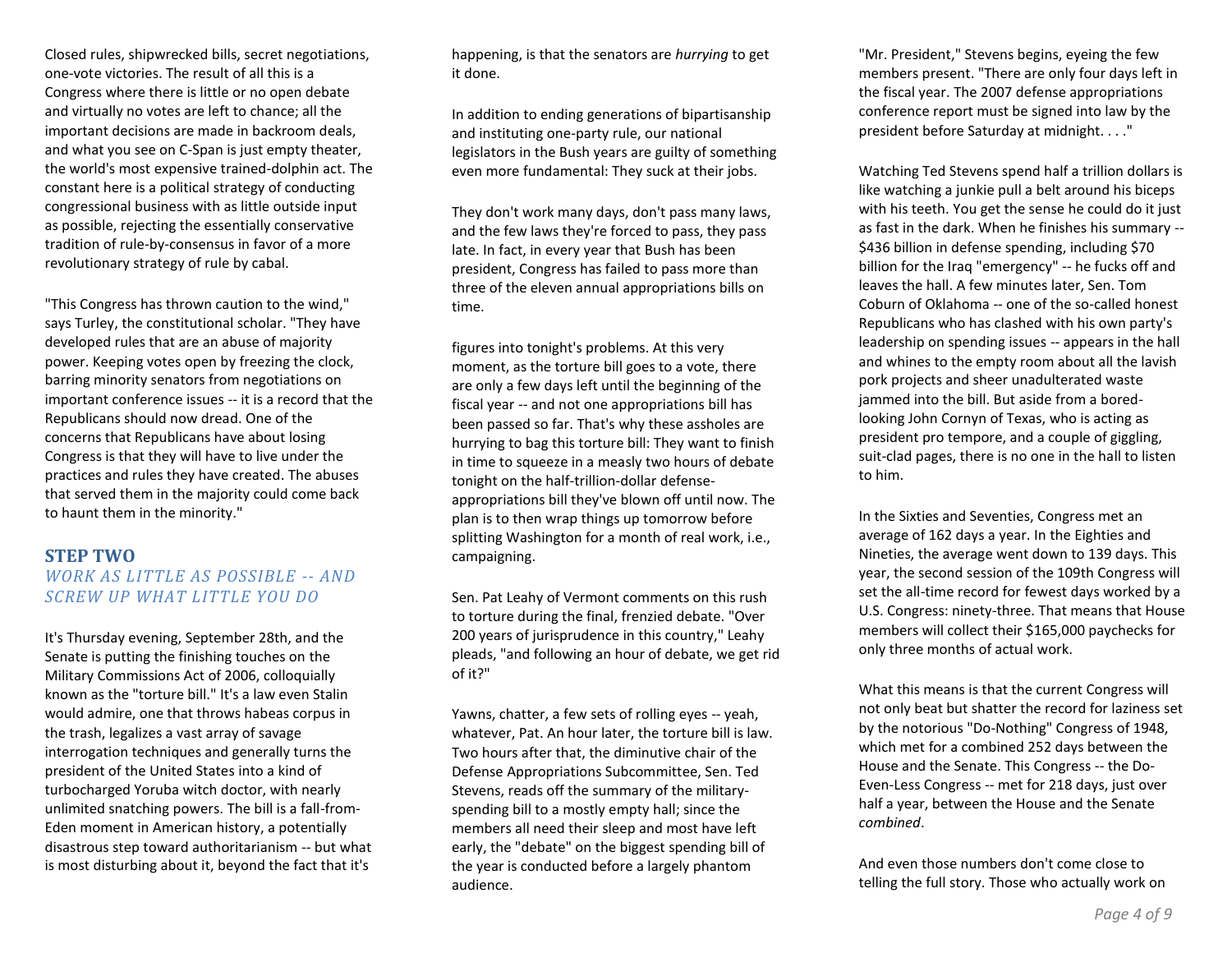Closed rules, shipwrecked bills, secret negotiations, one-vote victories. The result of all this is a Congress where there is little or no open debate and virtually no votes are left to chance; all the important decisions are made in backroom deals, and what you see on C-Span is just empty theater, the world's most expensive trained-dolphin act. The constant here is a political strategy of conducting congressional business with as little outside input as possible, rejecting the essentially conservative tradition of rule-by-consensus in favor of a more revolutionary strategy of rule by cabal.

"This Congress has thrown caution to the wind," says Turley, the constitutional scholar. "They have developed rules that are an abuse of majority power. Keeping votes open by freezing the clock, barring minority senators from negotiations on important conference issues -- it is a record that the Republicans should now dread. One of the concerns that Republicans have about losing Congress is that they will have to live under the practices and rules they have created. The abuses that served them in the majority could come back to haunt them in the minority."

## STEP TWO

### *WORK AS LITTLE AS POSSIBLE -- AND SCREW UP WHAT LITTLE YOU DO*

It's Thursday evening, September 28th, and the Senate is putting the finishing touches on the Military Commissions Act of 2006, colloquially known as the "torture bill." It's a law even Stalin would admire, one that throws habeas corpus in the trash, legalizes a vast array of savage interrogation techniques and generally turns the president of the United States into a kind of turbocharged Yoruba witch doctor, with nearly unlimited snatching powers. The bill is a fall-from-Eden moment in American history, a potentially disastrous step toward authoritarianism -- but what is most disturbing about it, beyond the fact that it's happening, is that the senators are *hurrying* to get it done.

In addition to ending generations of bipartisanship and instituting one-party rule, our national legislators in the Bush years are guilty of something even more fundamental: They suck at their jobs.

They don't work many days, don't pass many laws, and the few laws they're forced to pass, they pass late. In fact, in every year that Bush has been president, Congress has failed to pass more than three of the eleven annual appropriations bills on time.

figures into tonight's problems. At this very moment, as the torture bill goes to a vote, there are only a few days left until the beginning of the fiscal year -- and not one appropriations bill has been passed so far. That's why these assholes are hurrying to bag this torture bill: They want to finish in time to squeeze in a measly two hours of debate tonight on the half-trillion-dollar defense-appropriations bill they've blown off until now. The plan is to then wrap things up tomorrow before splitting Washington for a month of real work, i.e., campaigning.

Sen. Pat Leahy of Vermont comments on this rush to torture during the final, frenzied debate. "Over 200 years of jurisprudence in this country," Leahy pleads, "and following an hour of debate, we get rid of it?"

Yawns, chatter, a few sets of rolling eyes -- yeah, whatever, Pat. An hour later, the torture bill is law. Two hours after that, the diminutive chair of the Defense Appropriations Subcommittee, Sen. Ted Stevens, reads off the summary of the military-spending bill to a mostly empty hall; since the members all need their sleep and most have left early, the "debate" on the biggest spending bill of the year is conducted before a largely phantom audience.

"Mr. President," Stevens begins, eyeing the few members present. "There are only four days left in the fiscal year. The 2007 defense appropriations conference report must be signed into law by the president before Saturday at midnight. . . ."

Watching Ted Stevens spend half a trillion dollars is like watching a junkie pull a belt around his biceps with his teeth. You get the sense he could do it just as fast in the dark. When he finishes his summary -- $436 billion in defense spending, including $70 billion for the Iraq "emergency" -- he fucks off and leaves the hall. A few minutes later, Sen. Tom Coburn of Oklahoma -- one of the so-called honest Republicans who has clashed with his own party's leadership on spending issues -- appears in the hall and whines to the empty room about all the lavish pork projects and sheer unadulterated waste jammed into the bill. But aside from a bored-looking John Cornyn of Texas, who is acting as president pro tempore, and a couple of giggling, suit-clad pages, there is no one in the hall to listen to him.

In the Sixties and Seventies, Congress met an average of 162 days a year. In the Eighties and Nineties, the average went down to 139 days. This year, the second session of the 109th Congress will set the all-time record for fewest days worked by a U.S. Congress: ninety-three. That means that House members will collect their $165,000 paychecks for only three months of actual work.

What this means is that the current Congress will not only beat but shatter the record for laziness set by the notorious "Do-Nothing" Congress of 1948, which met for a combined 252 days between the House and the Senate. This Congress -- the Do-Even-Less Congress -- met for 218 days, just over half a year, between the House and the Senate *combined*.

And even those numbers don't come close to telling the full story. Those who actually work on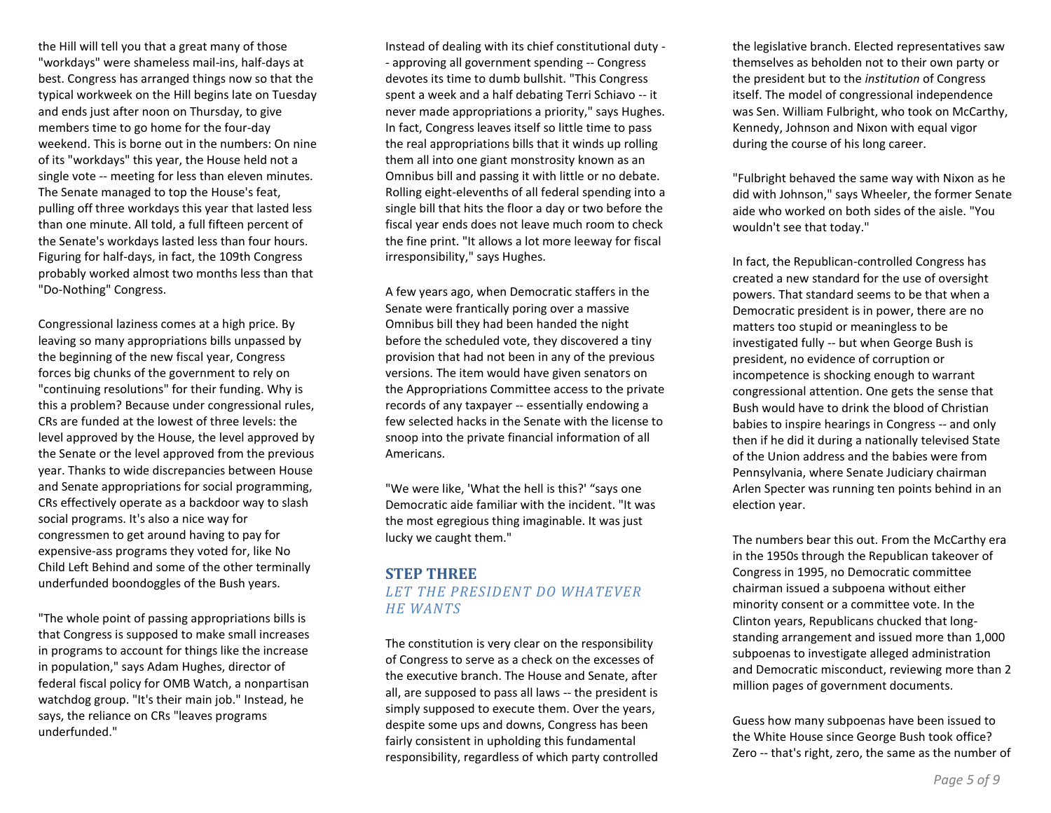the Hill will tell you that a great many of those "workdays" were shameless mail-ins, half-days at best. Congress has arranged things now so that the typical workweek on the Hill begins late on Tuesday and ends just after noon on Thursday, to give members time to go home for the four-day weekend. This is borne out in the numbers: On nine of its "workdays" this year, the House held not a single vote -- meeting for less than eleven minutes. The Senate managed to top the House's feat, pulling off three workdays this year that lasted less than one minute. All told, a full fifteen percent of the Senate's workdays lasted less than four hours. Figuring for half-days, in fact, the 109th Congress probably worked almost two months less than that "Do-Nothing" Congress.

Congressional laziness comes at a high price. By leaving so many appropriations bills unpassed by the beginning of the new fiscal year, Congress forces big chunks of the government to rely on "continuing resolutions" for their funding. Why is this a problem? Because under congressional rules, CRs are funded at the lowest of three levels: the level approved by the House, the level approved by the Senate or the level approved from the previous year. Thanks to wide discrepancies between House and Senate appropriations for social programming, CRs effectively operate as a backdoor way to slash social programs. It's also a nice way for congressmen to get around having to pay for expensive-ass programs they voted for, like No Child Left Behind and some of the other terminally underfunded boondoggles of the Bush years.

"The whole point of passing appropriations bills is that Congress is supposed to make small increases in programs to account for things like the increase in population," says Adam Hughes, director of federal fiscal policy for OMB Watch, a nonpartisan watchdog group. "It's their main job." Instead, he says, the reliance on CRs "leaves programs underfunded."

Instead of dealing with its chief constitutional duty -- approving all government spending -- Congress devotes its time to dumb bullshit. "This Congress spent a week and a half debating Terri Schiavo -- it never made appropriations a priority," says Hughes. In fact, Congress leaves itself so little time to pass the real appropriations bills that it winds up rolling them all into one giant monstrosity known as an Omnibus bill and passing it with little or no debate. Rolling eight-elevenths of all federal spending into a single bill that hits the floor a day or two before the fiscal year ends does not leave much room to check the fine print. "It allows a lot more leeway for fiscal irresponsibility," says Hughes.

A few years ago, when Democratic staffers in the Senate were frantically poring over a massive Omnibus bill they had been handed the night before the scheduled vote, they discovered a tiny provision that had not been in any of the previous versions. The item would have given senators on the Appropriations Committee access to the private records of any taxpayer -- essentially endowing a few selected hacks in the Senate with the license to snoop into the private financial information of all Americans.

"We were like, 'What the hell is this?' "says one Democratic aide familiar with the incident. "It was the most egregious thing imaginable. It was just lucky we caught them."

## STEP THREE

### *LET THE PRESIDENT DO WHATEVER HE WANTS*

The constitution is very clear on the responsibility of Congress to serve as a check on the excesses of the executive branch. The House and Senate, after all, are supposed to pass all laws -- the president is simply supposed to execute them. Over the years, despite some ups and downs, Congress has been fairly consistent in upholding this fundamental responsibility, regardless of which party controlled the legislative branch. Elected representatives saw themselves as beholden not to their own party or the president but to the *institution* of Congress itself. The model of congressional independence was Sen. William Fulbright, who took on McCarthy, Kennedy, Johnson and Nixon with equal vigor during the course of his long career.

"Fulbright behaved the same way with Nixon as he did with Johnson," says Wheeler, the former Senate aide who worked on both sides of the aisle. "You wouldn't see that today."

In fact, the Republican-controlled Congress has created a new standard for the use of oversight powers. That standard seems to be that when a Democratic president is in power, there are no matters too stupid or meaningless to be investigated fully -- but when George Bush is president, no evidence of corruption or incompetence is shocking enough to warrant congressional attention. One gets the sense that Bush would have to drink the blood of Christian babies to inspire hearings in Congress -- and only then if he did it during a nationally televised State of the Union address and the babies were from Pennsylvania, where Senate Judiciary chairman Arlen Specter was running ten points behind in an election year.

The numbers bear this out. From the McCarthy era in the 1950s through the Republican takeover of Congress in 1995, no Democratic committee chairman issued a subpoena without either minority consent or a committee vote. In the Clinton years, Republicans chucked that long-standing arrangement and issued more than 1,000 subpoenas to investigate alleged administration and Democratic misconduct, reviewing more than 2 million pages of government documents.

Guess how many subpoenas have been issued to the White House since George Bush took office? Zero -- that's right, zero, the same as the number of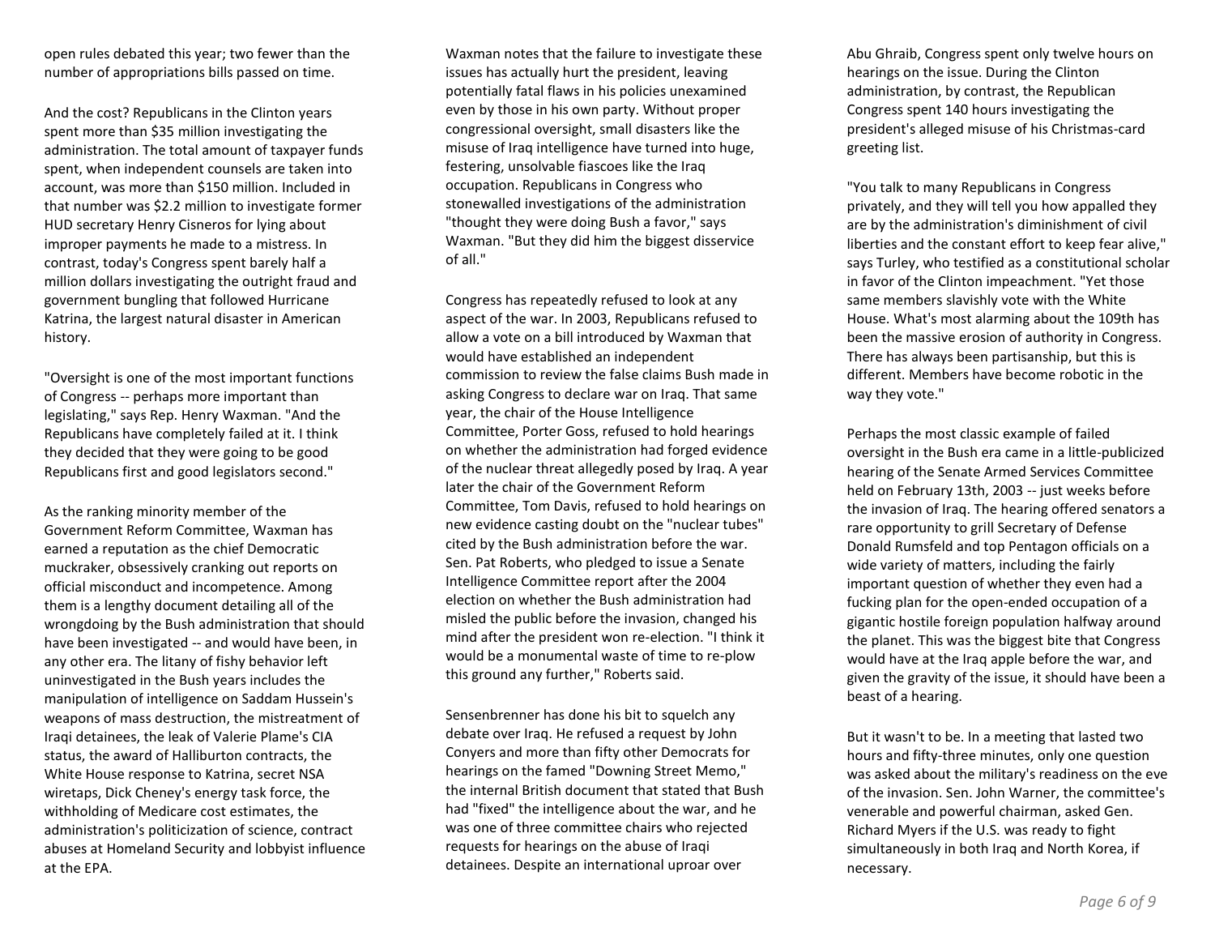open rules debated this year; two fewer than the number of appropriations bills passed on time.

And the cost? Republicans in the Clinton years spent more than $35 million investigating the administration. The total amount of taxpayer funds spent, when independent counsels are taken into account, was more than $150 million. Included in that number was $2.2 million to investigate former HUD secretary Henry Cisneros for lying about improper payments he made to a mistress. In contrast, today's Congress spent barely half a million dollars investigating the outright fraud and government bungling that followed Hurricane Katrina, the largest natural disaster in American history.

"Oversight is one of the most important functions of Congress -- perhaps more important than legislating," says Rep. Henry Waxman. "And the Republicans have completely failed at it. I think they decided that they were going to be good Republicans first and good legislators second."

As the ranking minority member of the Government Reform Committee, Waxman has earned a reputation as the chief Democratic muckraker, obsessively cranking out reports on official misconduct and incompetence. Among them is a lengthy document detailing all of the wrongdoing by the Bush administration that should have been investigated -- and would have been, in any other era. The litany of fishy behavior left uninvestigated in the Bush years includes the manipulation of intelligence on Saddam Hussein's weapons of mass destruction, the mistreatment of Iraqi detainees, the leak of Valerie Plame's CIA status, the award of Halliburton contracts, the White House response to Katrina, secret NSA wiretaps, Dick Cheney's energy task force, the withholding of Medicare cost estimates, the administration's politicization of science, contract abuses at Homeland Security and lobbyist influence at the EPA.

Waxman notes that the failure to investigate these issues has actually hurt the president, leaving potentially fatal flaws in his policies unexamined even by those in his own party. Without proper congressional oversight, small disasters like the misuse of Iraq intelligence have turned into huge, festering, unsolvable fiascoes like the Iraq occupation. Republicans in Congress who stonewalled investigations of the administration "thought they were doing Bush a favor," says Waxman. "But they did him the biggest disservice of all."

Congress has repeatedly refused to look at any aspect of the war. In 2003, Republicans refused to allow a vote on a bill introduced by Waxman that would have established an independent commission to review the false claims Bush made in asking Congress to declare war on Iraq. That same year, the chair of the House Intelligence Committee, Porter Goss, refused to hold hearings on whether the administration had forged evidence of the nuclear threat allegedly posed by Iraq. A year later the chair of the Government Reform Committee, Tom Davis, refused to hold hearings on new evidence casting doubt on the "nuclear tubes" cited by the Bush administration before the war. Sen. Pat Roberts, who pledged to issue a Senate Intelligence Committee report after the 2004 election on whether the Bush administration had misled the public before the invasion, changed his mind after the president won re-election. "I think it would be a monumental waste of time to re-plow this ground any further," Roberts said.

Sensenbrenner has done his bit to squelch any debate over Iraq. He refused a request by John Conyers and more than fifty other Democrats for hearings on the famed "Downing Street Memo," the internal British document that stated that Bush had "fixed" the intelligence about the war, and he was one of three committee chairs who rejected requests for hearings on the abuse of Iraqi detainees. Despite an international uproar over Abu Ghraib, Congress spent only twelve hours on hearings on the issue. During the Clinton administration, by contrast, the Republican Congress spent 140 hours investigating the president's alleged misuse of his Christmas-card greeting list.

"You talk to many Republicans in Congress privately, and they will tell you how appalled they are by the administration's diminishment of civil liberties and the constant effort to keep fear alive," says Turley, who testified as a constitutional scholar in favor of the Clinton impeachment. "Yet those same members slavishly vote with the White House. What's most alarming about the 109th has been the massive erosion of authority in Congress. There has always been partisanship, but this is different. Members have become robotic in the way they vote."

Perhaps the most classic example of failed oversight in the Bush era came in a little-publicized hearing of the Senate Armed Services Committee held on February 13th, 2003 -- just weeks before the invasion of Iraq. The hearing offered senators a rare opportunity to grill Secretary of Defense Donald Rumsfeld and top Pentagon officials on a wide variety of matters, including the fairly important question of whether they even had a fucking plan for the open-ended occupation of a gigantic hostile foreign population halfway around the planet. This was the biggest bite that Congress would have at the Iraq apple before the war, and given the gravity of the issue, it should have been a beast of a hearing.

But it wasn't to be. In a meeting that lasted two hours and fifty-three minutes, only one question was asked about the military's readiness on the eve of the invasion. Sen. John Warner, the committee's venerable and powerful chairman, asked Gen. Richard Myers if the U.S. was ready to fight simultaneously in both Iraq and North Korea, if necessary.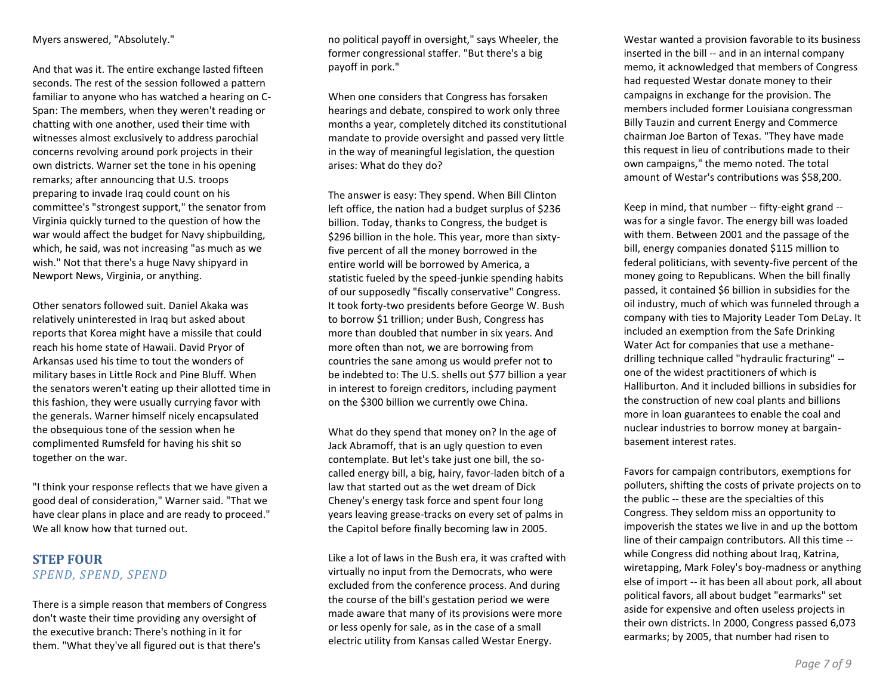Myers answered, "Absolutely."

And that was it. The entire exchange lasted fifteen seconds. The rest of the session followed a pattern familiar to anyone who has watched a hearing on C-Span: The members, when they weren't reading or chatting with one another, used their time with witnesses almost exclusively to address parochial concerns revolving around pork projects in their own districts. Warner set the tone in his opening remarks; after announcing that U.S. troops preparing to invade Iraq could count on his committee's "strongest support," the senator from Virginia quickly turned to the question of how the war would affect the budget for Navy shipbuilding, which, he said, was not increasing "as much as we wish." Not that there's a huge Navy shipyard in Newport News, Virginia, or anything.

Other senators followed suit. Daniel Akaka was relatively uninterested in Iraq but asked about reports that Korea might have a missile that could reach his home state of Hawaii. David Pryor of Arkansas used his time to tout the wonders of military bases in Little Rock and Pine Bluff. When the senators weren't eating up their allotted time in this fashion, they were usually currying favor with the generals. Warner himself nicely encapsulated the obsequious tone of the session when he complimented Rumsfeld for having his shit so together on the war.

"I think your response reflects that we have given a good deal of consideration," Warner said. "That we have clear plans in place and are ready to proceed." We all know how that turned out.

## STEP FOUR
### *SPEND, SPEND, SPEND*

There is a simple reason that members of Congress don't waste their time providing any oversight of the executive branch: There's nothing in it for them. "What they've all figured out is that there's no political payoff in oversight," says Wheeler, the former congressional staffer. "But there's a big payoff in pork."

When one considers that Congress has forsaken hearings and debate, conspired to work only three months a year, completely ditched its constitutional mandate to provide oversight and passed very little in the way of meaningful legislation, the question arises: What do they do?

The answer is easy: They spend. When Bill Clinton left office, the nation had a budget surplus of $236 billion. Today, thanks to Congress, the budget is $296 billion in the hole. This year, more than sixty-five percent of all the money borrowed in the entire world will be borrowed by America, a statistic fueled by the speed-junkie spending habits of our supposedly "fiscally conservative" Congress. It took forty-two presidents before George W. Bush to borrow $1 trillion; under Bush, Congress has more than doubled that number in six years. And more often than not, we are borrowing from countries the sane among us would prefer not to be indebted to: The U.S. shells out $77 billion a year in interest to foreign creditors, including payment on the $300 billion we currently owe China.

What do they spend that money on? In the age of Jack Abramoff, that is an ugly question to even contemplate. But let's take just one bill, the so-called energy bill, a big, hairy, favor-laden bitch of a law that started out as the wet dream of Dick Cheney's energy task force and spent four long years leaving grease-tracks on every set of palms in the Capitol before finally becoming law in 2005.

Like a lot of laws in the Bush era, it was crafted with virtually no input from the Democrats, who were excluded from the conference process. And during the course of the bill's gestation period we were made aware that many of its provisions were more or less openly for sale, as in the case of a small electric utility from Kansas called Westar Energy. Westar wanted a provision favorable to its business inserted in the bill -- and in an internal company memo, it acknowledged that members of Congress had requested Westar donate money to their campaigns in exchange for the provision. The members included former Louisiana congressman Billy Tauzin and current Energy and Commerce chairman Joe Barton of Texas. "They have made this request in lieu of contributions made to their own campaigns," the memo noted. The total amount of Westar's contributions was $58,200.

Keep in mind, that number -- fifty-eight grand -- was for a single favor. The energy bill was loaded with them. Between 2001 and the passage of the bill, energy companies donated $115 million to federal politicians, with seventy-five percent of the money going to Republicans. When the bill finally passed, it contained $6 billion in subsidies for the oil industry, much of which was funneled through a company with ties to Majority Leader Tom DeLay. It included an exemption from the Safe Drinking Water Act for companies that use a methane-drilling technique called "hydraulic fracturing" -- one of the widest practitioners of which is Halliburton. And it included billions in subsidies for the construction of new coal plants and billions more in loan guarantees to enable the coal and nuclear industries to borrow money at bargain-basement interest rates.

Favors for campaign contributors, exemptions for polluters, shifting the costs of private projects on to the public -- these are the specialties of this Congress. They seldom miss an opportunity to impoverish the states we live in and up the bottom line of their campaign contributors. All this time -- while Congress did nothing about Iraq, Katrina, wiretapping, Mark Foley's boy-madness or anything else of import -- it has been all about pork, all about political favors, all about budget "earmarks" set aside for expensive and often useless projects in their own districts. In 2000, Congress passed 6,073 earmarks; by 2005, that number had risen to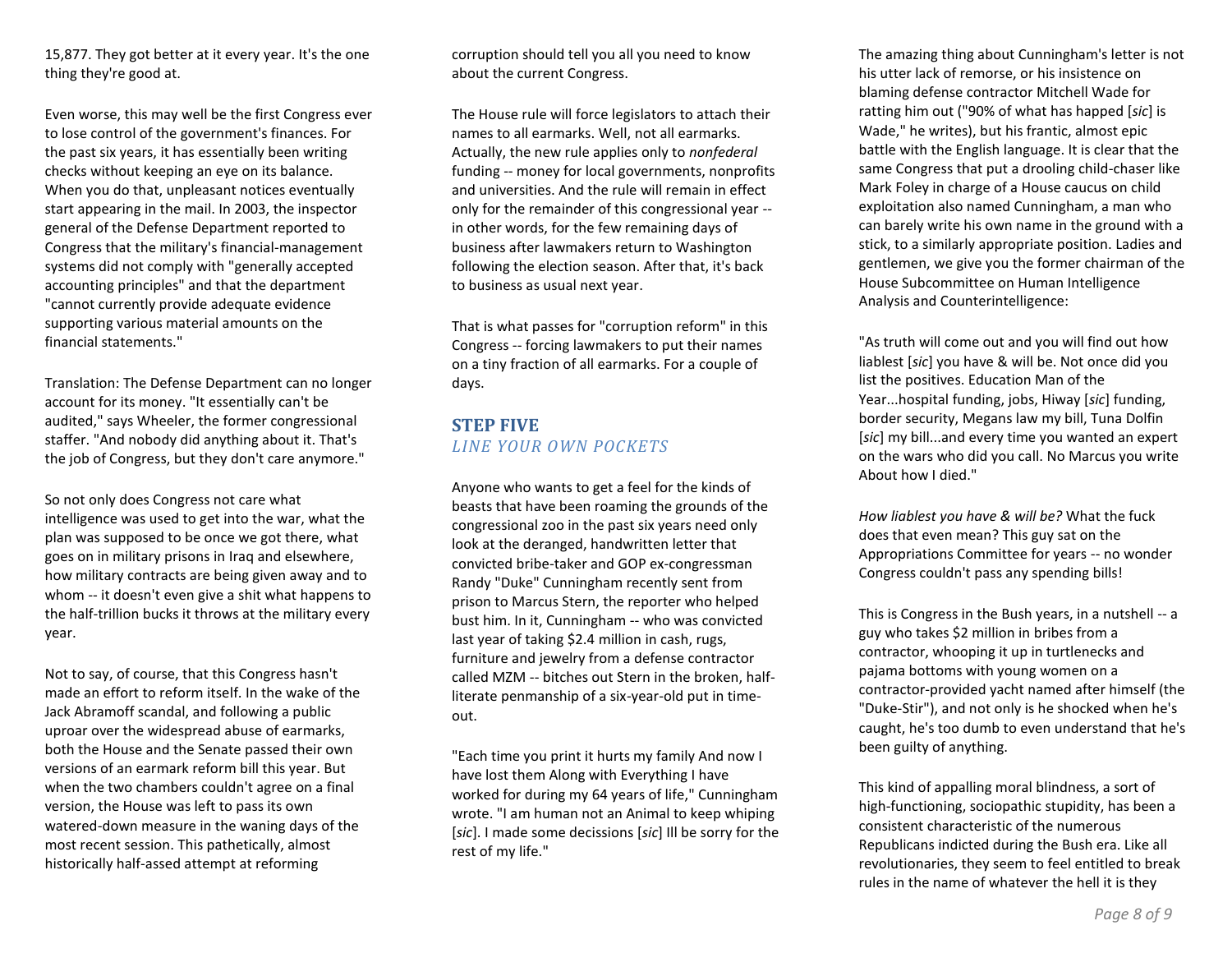15,877. They got better at it every year. It's the one thing they're good at.

Even worse, this may well be the first Congress ever to lose control of the government's finances. For the past six years, it has essentially been writing checks without keeping an eye on its balance. When you do that, unpleasant notices eventually start appearing in the mail. In 2003, the inspector general of the Defense Department reported to Congress that the military's financial-management systems did not comply with "generally accepted accounting principles" and that the department "cannot currently provide adequate evidence supporting various material amounts on the financial statements."

Translation: The Defense Department can no longer account for its money. "It essentially can't be audited," says Wheeler, the former congressional staffer. "And nobody did anything about it. That's the job of Congress, but they don't care anymore."

So not only does Congress not care what intelligence was used to get into the war, what the plan was supposed to be once we got there, what goes on in military prisons in Iraq and elsewhere, how military contracts are being given away and to whom -- it doesn't even give a shit what happens to the half-trillion bucks it throws at the military every year.

Not to say, of course, that this Congress hasn't made an effort to reform itself. In the wake of the Jack Abramoff scandal, and following a public uproar over the widespread abuse of earmarks, both the House and the Senate passed their own versions of an earmark reform bill this year. But when the two chambers couldn't agree on a final version, the House was left to pass its own watered-down measure in the waning days of the most recent session. This pathetically, almost historically half-assed attempt at reforming corruption should tell you all you need to know about the current Congress.

The House rule will force legislators to attach their names to all earmarks. Well, not all earmarks. Actually, the new rule applies only to *nonfederal* funding -- money for local governments, nonprofits and universities. And the rule will remain in effect only for the remainder of this congressional year -- in other words, for the few remaining days of business after lawmakers return to Washington following the election season. After that, it's back to business as usual next year.

That is what passes for "corruption reform" in this Congress -- forcing lawmakers to put their names on a tiny fraction of all earmarks. For a couple of days.

## STEP FIVE
*LINE YOUR OWN POCKETS*

Anyone who wants to get a feel for the kinds of beasts that have been roaming the grounds of the congressional zoo in the past six years need only look at the deranged, handwritten letter that convicted bribe-taker and GOP ex-congressman Randy "Duke" Cunningham recently sent from prison to Marcus Stern, the reporter who helped bust him. In it, Cunningham -- who was convicted last year of taking $2.4 million in cash, rugs, furniture and jewelry from a defense contractor called MZM -- bitches out Stern in the broken, half-literate penmanship of a six-year-old put in time-out.

"Each time you print it hurts my family And now I have lost them Along with Everything I have worked for during my 64 years of life," Cunningham wrote. "I am human not an Animal to keep whiping [*sic*]. I made some decissions [*sic*] Ill be sorry for the rest of my life."

The amazing thing about Cunningham's letter is not his utter lack of remorse, or his insistence on blaming defense contractor Mitchell Wade for ratting him out ("90% of what has happed [*sic*] is Wade," he writes), but his frantic, almost epic battle with the English language. It is clear that the same Congress that put a drooling child-chaser like Mark Foley in charge of a House caucus on child exploitation also named Cunningham, a man who can barely write his own name in the ground with a stick, to a similarly appropriate position. Ladies and gentlemen, we give you the former chairman of the House Subcommittee on Human Intelligence Analysis and Counterintelligence:

"As truth will come out and you will find out how liablest [*sic*] you have & will be. Not once did you list the positives. Education Man of the Year...hospital funding, jobs, Hiway [*sic*] funding, border security, Megans law my bill, Tuna Dolfin [*sic*] my bill...and every time you wanted an expert on the wars who did you call. No Marcus you write About how I died."

*How liablest you have & will be?* What the fuck does that even mean? This guy sat on the Appropriations Committee for years -- no wonder Congress couldn't pass any spending bills!

This is Congress in the Bush years, in a nutshell -- a guy who takes $2 million in bribes from a contractor, whooping it up in turtlenecks and pajama bottoms with young women on a contractor-provided yacht named after himself (the "Duke-Stir"), and not only is he shocked when he's caught, he's too dumb to even understand that he's been guilty of anything.

This kind of appalling moral blindness, a sort of high-functioning, sociopathic stupidity, has been a consistent characteristic of the numerous Republicans indicted during the Bush era. Like all revolutionaries, they seem to feel entitled to break rules in the name of whatever the hell it is they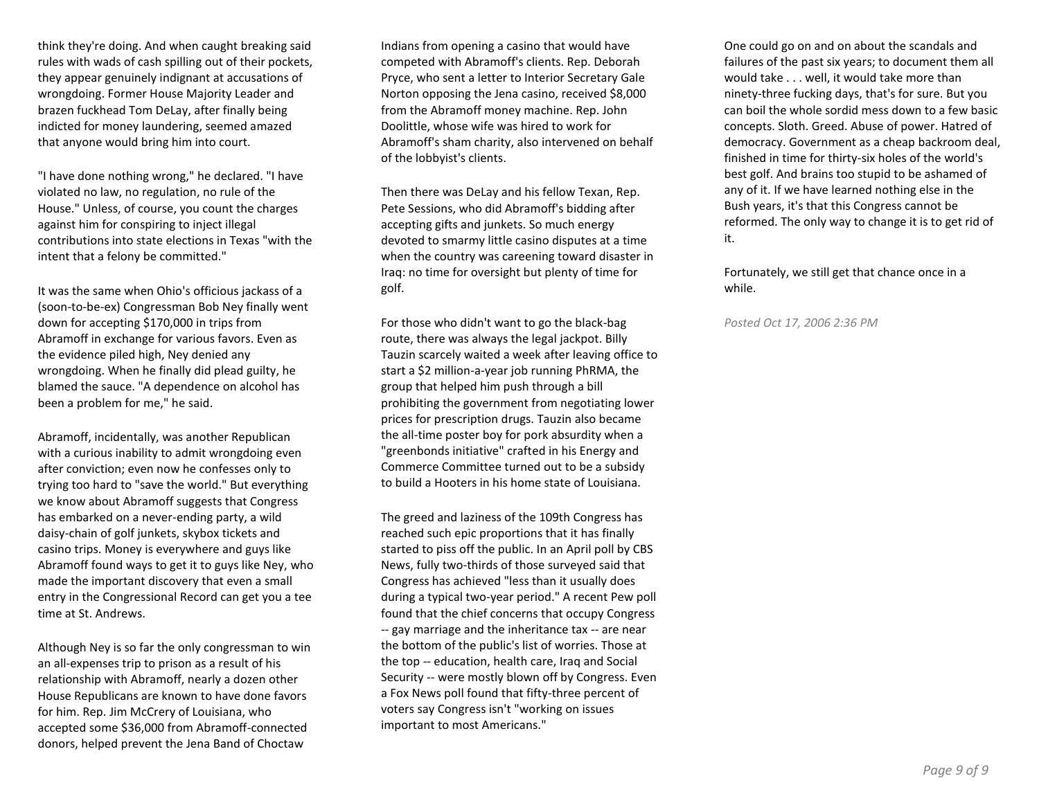think they're doing. And when caught breaking said rules with wads of cash spilling out of their pockets, they appear genuinely indignant at accusations of wrongdoing. Former House Majority Leader and brazen fuckhead Tom DeLay, after finally being indicted for money laundering, seemed amazed that anyone would bring him into court.

"I have done nothing wrong," he declared. "I have violated no law, no regulation, no rule of the House." Unless, of course, you count the charges against him for conspiring to inject illegal contributions into state elections in Texas "with the intent that a felony be committed."

It was the same when Ohio's officious jackass of a (soon-to-be-ex) Congressman Bob Ney finally went down for accepting $170,000 in trips from Abramoff in exchange for various favors. Even as the evidence piled high, Ney denied any wrongdoing. When he finally did plead guilty, he blamed the sauce. "A dependence on alcohol has been a problem for me," he said.

Abramoff, incidentally, was another Republican with a curious inability to admit wrongdoing even after conviction; even now he confesses only to trying too hard to "save the world." But everything we know about Abramoff suggests that Congress has embarked on a never-ending party, a wild daisy-chain of golf junkets, skybox tickets and casino trips. Money is everywhere and guys like Abramoff found ways to get it to guys like Ney, who made the important discovery that even a small entry in the Congressional Record can get you a tee time at St. Andrews.

Although Ney is so far the only congressman to win an all-expenses trip to prison as a result of his relationship with Abramoff, nearly a dozen other House Republicans are known to have done favors for him. Rep. Jim McCrery of Louisiana, who accepted some $36,000 from Abramoff-connected donors, helped prevent the Jena Band of Choctaw Indians from opening a casino that would have competed with Abramoff's clients. Rep. Deborah Pryce, who sent a letter to Interior Secretary Gale Norton opposing the Jena casino, received $8,000 from the Abramoff money machine. Rep. John Doolittle, whose wife was hired to work for Abramoff's sham charity, also intervened on behalf of the lobbyist's clients.

Then there was DeLay and his fellow Texan, Rep. Pete Sessions, who did Abramoff's bidding after accepting gifts and junkets. So much energy devoted to smarmy little casino disputes at a time when the country was careening toward disaster in Iraq: no time for oversight but plenty of time for golf.

For those who didn't want to go the black-bag route, there was always the legal jackpot. Billy Tauzin scarcely waited a week after leaving office to start a $2 million-a-year job running PhRMA, the group that helped him push through a bill prohibiting the government from negotiating lower prices for prescription drugs. Tauzin also became the all-time poster boy for pork absurdity when a "greenbonds initiative" crafted in his Energy and Commerce Committee turned out to be a subsidy to build a Hooters in his home state of Louisiana.

The greed and laziness of the 109th Congress has reached such epic proportions that it has finally started to piss off the public. In an April poll by CBS News, fully two-thirds of those surveyed said that Congress has achieved "less than it usually does during a typical two-year period." A recent Pew poll found that the chief concerns that occupy Congress -- gay marriage and the inheritance tax -- are near the bottom of the public's list of worries. Those at the top -- education, health care, Iraq and Social Security -- were mostly blown off by Congress. Even a Fox News poll found that fifty-three percent of voters say Congress isn't "working on issues important to most Americans."

One could go on and on about the scandals and failures of the past six years; to document them all would take . . . well, it would take more than ninety-three fucking days, that's for sure. But you can boil the whole sordid mess down to a few basic concepts. Sloth. Greed. Abuse of power. Hatred of democracy. Government as a cheap backroom deal, finished in time for thirty-six holes of the world's best golf. And brains too stupid to be ashamed of any of it. If we have learned nothing else in the Bush years, it's that this Congress cannot be reformed. The only way to change it is to get rid of it.

Fortunately, we still get that chance once in a while.

*Posted Oct 17, 2006 2:36 PM*